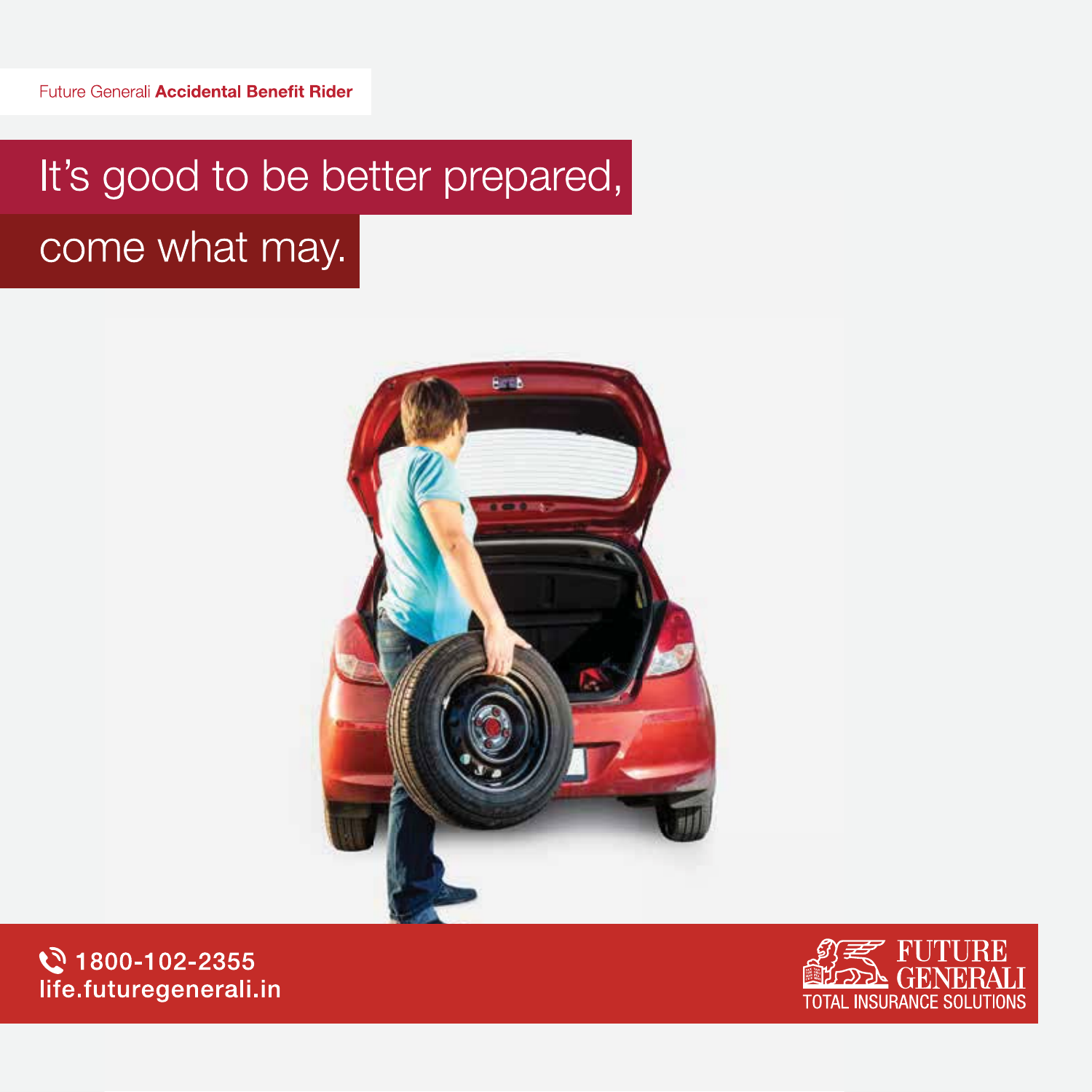Future Generali **Accidental Benefit Rider**

# It's good to be better prepared, come what may.

1800-102-2355
life.futuregenerali.in

FUTURE GENERALI
TOTAL INSURANCE SOLUTIONS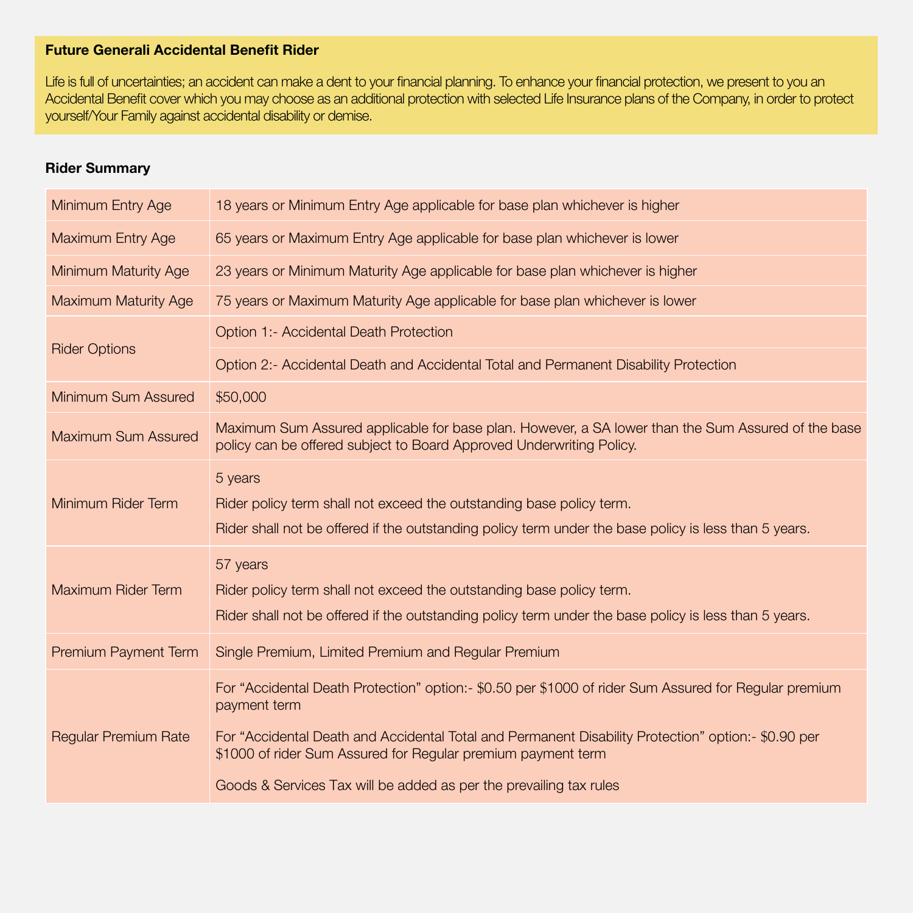## Future Generali Accidental Benefit Rider

Life is full of uncertainties; an accident can make a dent to your financial planning. To enhance your financial protection, we present to you an Accidental Benefit cover which you may choose as an additional protection with selected Life Insurance plans of the Company, in order to protect yourself/Your Family against accidental disability or demise.

### Rider Summary

| | |
|---|---|
| Minimum Entry Age | 18 years or Minimum Entry Age applicable for base plan whichever is higher |
| Maximum Entry Age | 65 years or Maximum Entry Age applicable for base plan whichever is lower |
| Minimum Maturity Age | 23 years or Minimum Maturity Age applicable for base plan whichever is higher |
| Maximum Maturity Age | 75 years or Maximum Maturity Age applicable for base plan whichever is lower |
| Rider Options | Option 1:- Accidental Death Protection |
| | Option 2:- Accidental Death and Accidental Total and Permanent Disability Protection |
| Minimum Sum Assured | $50,000 |
| Maximum Sum Assured | Maximum Sum Assured applicable for base plan. However, a SA lower than the Sum Assured of the base policy can be offered subject to Board Approved Underwriting Policy. |
| Minimum Rider Term | 5 years<br>Rider policy term shall not exceed the outstanding base policy term.<br>Rider shall not be offered if the outstanding policy term under the base policy is less than 5 years. |
| Maximum Rider Term | 57 years<br>Rider policy term shall not exceed the outstanding base policy term.<br>Rider shall not be offered if the outstanding policy term under the base policy is less than 5 years. |
| Premium Payment Term | Single Premium, Limited Premium and Regular Premium |
| Regular Premium Rate | For "Accidental Death Protection" option:- $0.50 per $1000 of rider Sum Assured for Regular premium payment term<br>For "Accidental Death and Accidental Total and Permanent Disability Protection" option:- $0.90 per $1000 of rider Sum Assured for Regular premium payment term<br>Goods & Services Tax will be added as per the prevailing tax rules |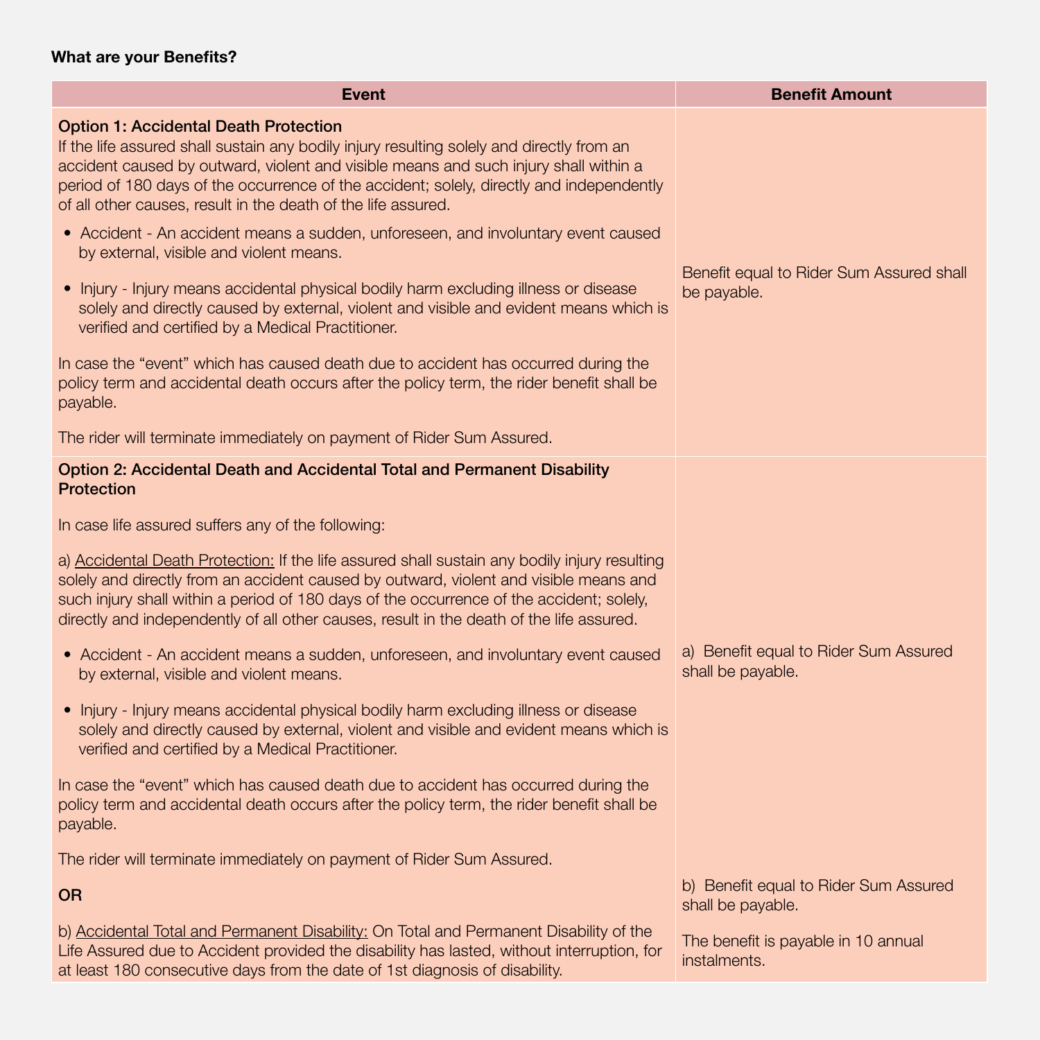**What are your Benefits?**

| Event | Benefit Amount |
|---|---|
| **Option 1: Accidental Death Protection**<br>If the life assured shall sustain any bodily injury resulting solely and directly from an accident caused by outward, violent and visible means and such injury shall within a period of 180 days of the occurrence of the accident; solely, directly and independently of all other causes, result in the death of the life assured.<br>• Accident - An accident means a sudden, unforeseen, and involuntary event caused by external, visible and violent means.<br>• Injury - Injury means accidental physical bodily harm excluding illness or disease solely and directly caused by external, violent and visible and evident means which is verified and certified by a Medical Practitioner.<br>In case the "event" which has caused death due to accident has occurred during the policy term and accidental death occurs after the policy term, the rider benefit shall be payable.<br>The rider will terminate immediately on payment of Rider Sum Assured. | Benefit equal to Rider Sum Assured shall be payable. |
| **Option 2: Accidental Death and Accidental Total and Permanent Disability Protection**<br>In case life assured suffers any of the following:<br>a) Accidental Death Protection: If the life assured shall sustain any bodily injury resulting solely and directly from an accident caused by outward, violent and visible means and such injury shall within a period of 180 days of the occurrence of the accident; solely, directly and independently of all other causes, result in the death of the life assured.<br>• Accident - An accident means a sudden, unforeseen, and involuntary event caused by external, visible and violent means.<br>• Injury - Injury means accidental physical bodily harm excluding illness or disease solely and directly caused by external, violent and visible and evident means which is verified and certified by a Medical Practitioner.<br>In case the "event" which has caused death due to accident has occurred during the policy term and accidental death occurs after the policy term, the rider benefit shall be payable.<br>The rider will terminate immediately on payment of Rider Sum Assured.<br>**OR**<br>b) Accidental Total and Permanent Disability: On Total and Permanent Disability of the Life Assured due to Accident provided the disability has lasted, without interruption, for at least 180 consecutive days from the date of 1st diagnosis of disability. | a) Benefit equal to Rider Sum Assured shall be payable.<br>b) Benefit equal to Rider Sum Assured shall be payable.<br>The benefit is payable in 10 annual instalments. |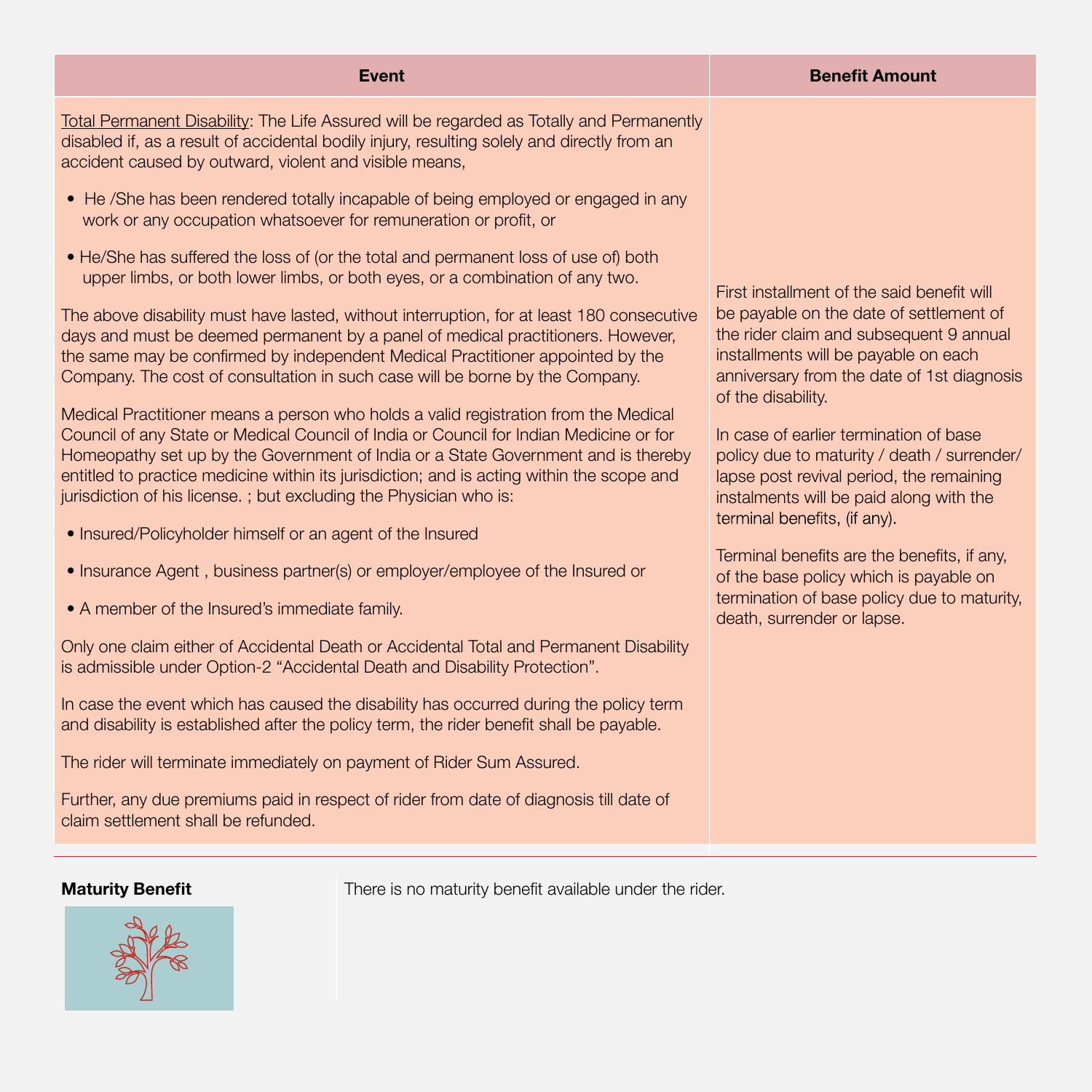| Event | Benefit Amount |
|---|---|
| Total Permanent Disability: The Life Assured will be regarded as Totally and Permanently disabled if, as a result of accidental bodily injury, resulting solely and directly from an accident caused by outward, violent and visible means,<br><br>• He /She has been rendered totally incapable of being employed or engaged in any work or any occupation whatsoever for remuneration or profit, or<br><br>• He/She has suffered the loss of (or the total and permanent loss of use of) both upper limbs, or both lower limbs, or both eyes, or a combination of any two.<br><br>The above disability must have lasted, without interruption, for at least 180 consecutive days and must be deemed permanent by a panel of medical practitioners. However, the same may be confirmed by independent Medical Practitioner appointed by the Company. The cost of consultation in such case will be borne by the Company.<br><br>Medical Practitioner means a person who holds a valid registration from the Medical Council of any State or Medical Council of India or Council for Indian Medicine or for Homeopathy set up by the Government of India or a State Government and is thereby entitled to practice medicine within its jurisdiction; and is acting within the scope and jurisdiction of his license. ; but excluding the Physician who is:<br><br>• Insured/Policyholder himself or an agent of the Insured<br><br>• Insurance Agent , business partner(s) or employer/employee of the Insured or<br><br>• A member of the Insured's immediate family.<br><br>Only one claim either of Accidental Death or Accidental Total and Permanent Disability is admissible under Option-2 "Accidental Death and Disability Protection".<br><br>In case the event which has caused the disability has occurred during the policy term and disability is established after the policy term, the rider benefit shall be payable.<br><br>The rider will terminate immediately on payment of Rider Sum Assured.<br><br>Further, any due premiums paid in respect of rider from date of diagnosis till date of claim settlement shall be refunded. | First installment of the said benefit will be payable on the date of settlement of the rider claim and subsequent 9 annual installments will be payable on each anniversary from the date of 1st diagnosis of the disability.<br><br>In case of earlier termination of base policy due to maturity / death / surrender/ lapse post revival period, the remaining instalments will be paid along with the terminal benefits, (if any).<br><br>Terminal benefits are the benefits, if any, of the base policy which is payable on termination of base policy due to maturity, death, surrender or lapse. |

**Maturity Benefit**

There is no maturity benefit available under the rider.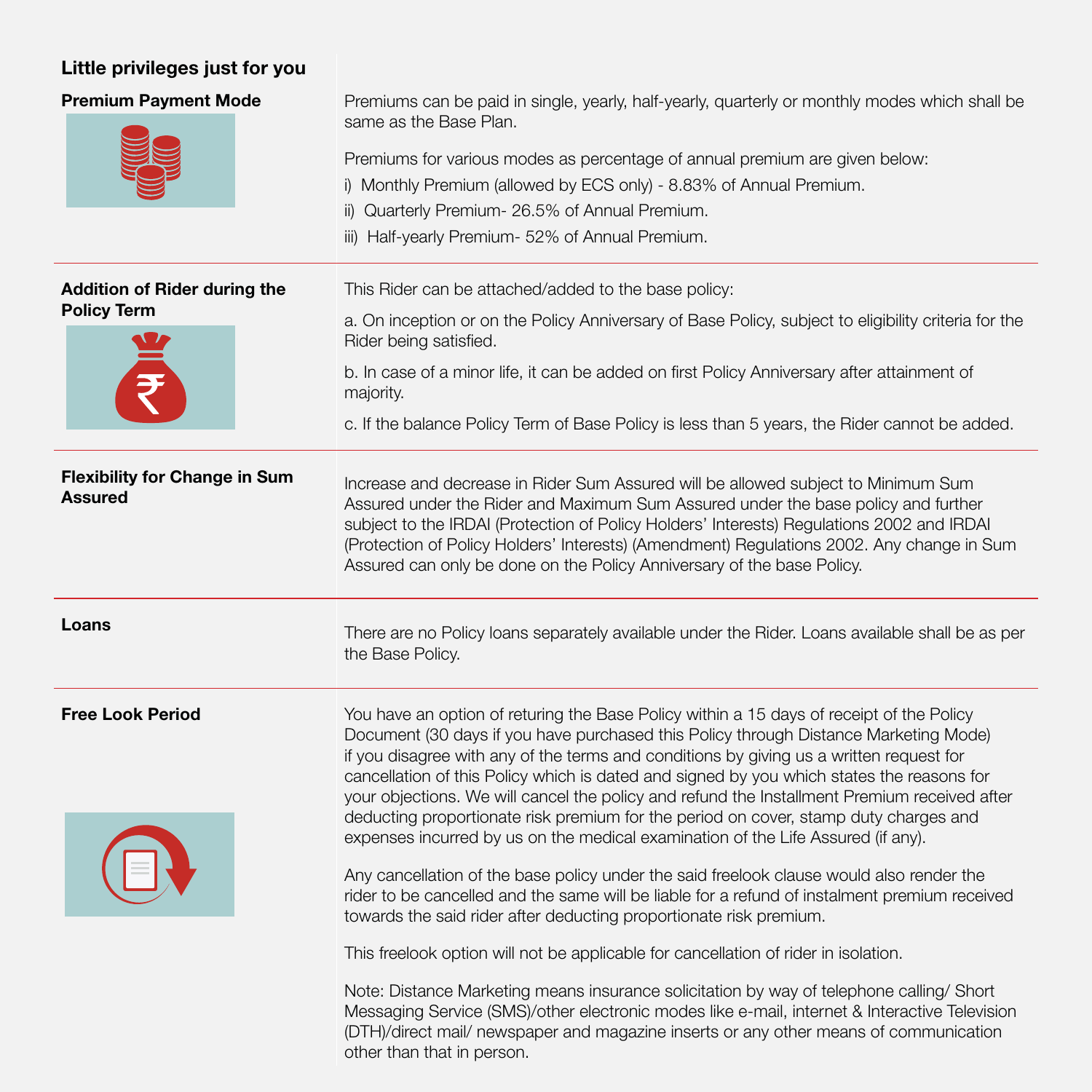## Little privileges just for you

### Premium Payment Mode

Premiums can be paid in single, yearly, half-yearly, quarterly or monthly modes which shall be same as the Base Plan.

Premiums for various modes as percentage of annual premium are given below:

i) Monthly Premium (allowed by ECS only) - 8.83% of Annual Premium.

ii) Quarterly Premium- 26.5% of Annual Premium.

iii) Half-yearly Premium- 52% of Annual Premium.

### Addition of Rider during the Policy Term

This Rider can be attached/added to the base policy:

a. On inception or on the Policy Anniversary of Base Policy, subject to eligibility criteria for the Rider being satisfied.

b. In case of a minor life, it can be added on first Policy Anniversary after attainment of majority.

c. If the balance Policy Term of Base Policy is less than 5 years, the Rider cannot be added.

### Flexibility for Change in Sum Assured

Increase and decrease in Rider Sum Assured will be allowed subject to Minimum Sum Assured under the Rider and Maximum Sum Assured under the base policy and further subject to the IRDAI (Protection of Policy Holders' Interests) Regulations 2002 and IRDAI (Protection of Policy Holders' Interests) (Amendment) Regulations 2002. Any change in Sum Assured can only be done on the Policy Anniversary of the base Policy.

### Loans

There are no Policy loans separately available under the Rider. Loans available shall be as per the Base Policy.

### Free Look Period

You have an option of returing the Base Policy within a 15 days of receipt of the Policy Document (30 days if you have purchased this Policy through Distance Marketing Mode) if you disagree with any of the terms and conditions by giving us a written request for cancellation of this Policy which is dated and signed by you which states the reasons for your objections. We will cancel the policy and refund the Installment Premium received after deducting proportionate risk premium for the period on cover, stamp duty charges and expenses incurred by us on the medical examination of the Life Assured (if any).

Any cancellation of the base policy under the said freelook clause would also render the rider to be cancelled and the same will be liable for a refund of instalment premium received towards the said rider after deducting proportionate risk premium.

This freelook option will not be applicable for cancellation of rider in isolation.

Note: Distance Marketing means insurance solicitation by way of telephone calling/ Short Messaging Service (SMS)/other electronic modes like e-mail, internet & Interactive Television (DTH)/direct mail/ newspaper and magazine inserts or any other means of communication other than that in person.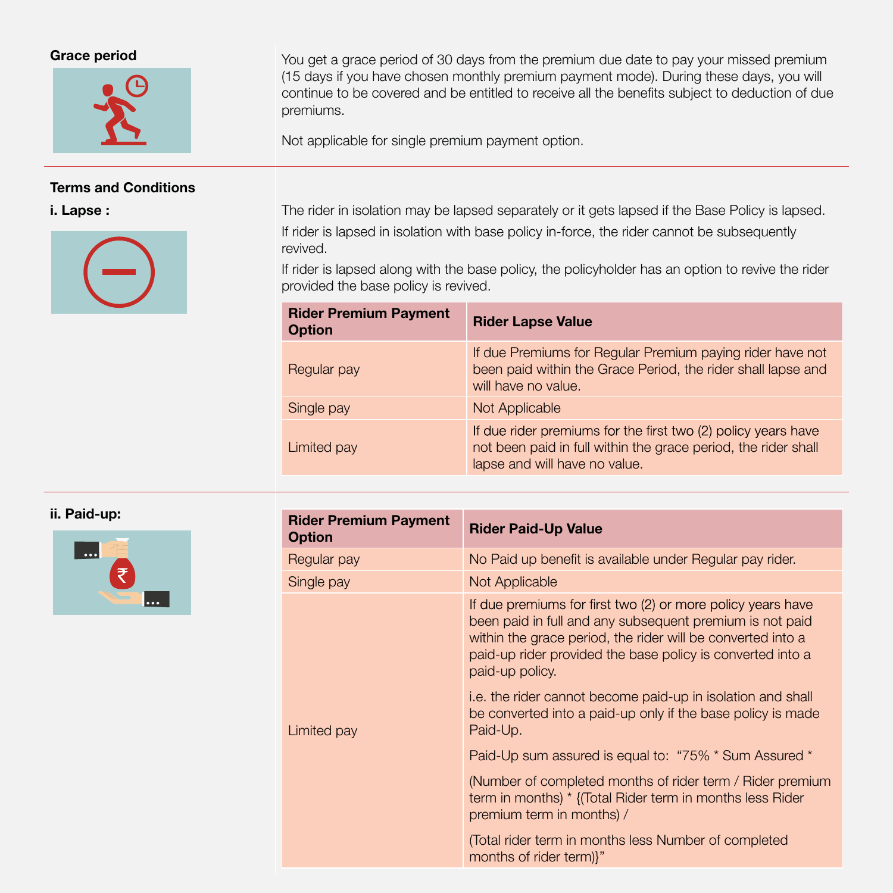**Grace period**

You get a grace period of 30 days from the premium due date to pay your missed premium (15 days if you have chosen monthly premium payment mode). During these days, you will continue to be covered and be entitled to receive all the benefits subject to deduction of due premiums.

Not applicable for single premium payment option.

**Terms and Conditions**

**i. Lapse :**

The rider in isolation may be lapsed separately or it gets lapsed if the Base Policy is lapsed.

If rider is lapsed in isolation with base policy in-force, the rider cannot be subsequently revived.

If rider is lapsed along with the base policy, the policyholder has an option to revive the rider provided the base policy is revived.

| Rider Premium Payment Option | Rider Lapse Value |
|---|---|
| Regular pay | If due Premiums for Regular Premium paying rider have not been paid within the Grace Period, the rider shall lapse and will have no value. |
| Single pay | Not Applicable |
| Limited pay | If due rider premiums for the first two (2) policy years have not been paid in full within the grace period, the rider shall lapse and will have no value. |

**ii. Paid-up:**

| Rider Premium Payment Option | Rider Paid-Up Value |
|---|---|
| Regular pay | No Paid up benefit is available under Regular pay rider. |
| Single pay | Not Applicable |
| Limited pay | If due premiums for first two (2) or more policy years have been paid in full and any subsequent premium is not paid within the grace period, the rider will be converted into a paid-up rider provided the base policy is converted into a paid-up policy. <br><br> i.e. the rider cannot become paid-up in isolation and shall be converted into a paid-up only if the base policy is made Paid-Up. <br><br> Paid-Up sum assured is equal to: "75% * Sum Assured * <br><br> (Number of completed months of rider term / Rider premium term in months) * {(Total Rider term in months less Rider premium term in months) / <br><br> (Total rider term in months less Number of completed months of rider term)}" |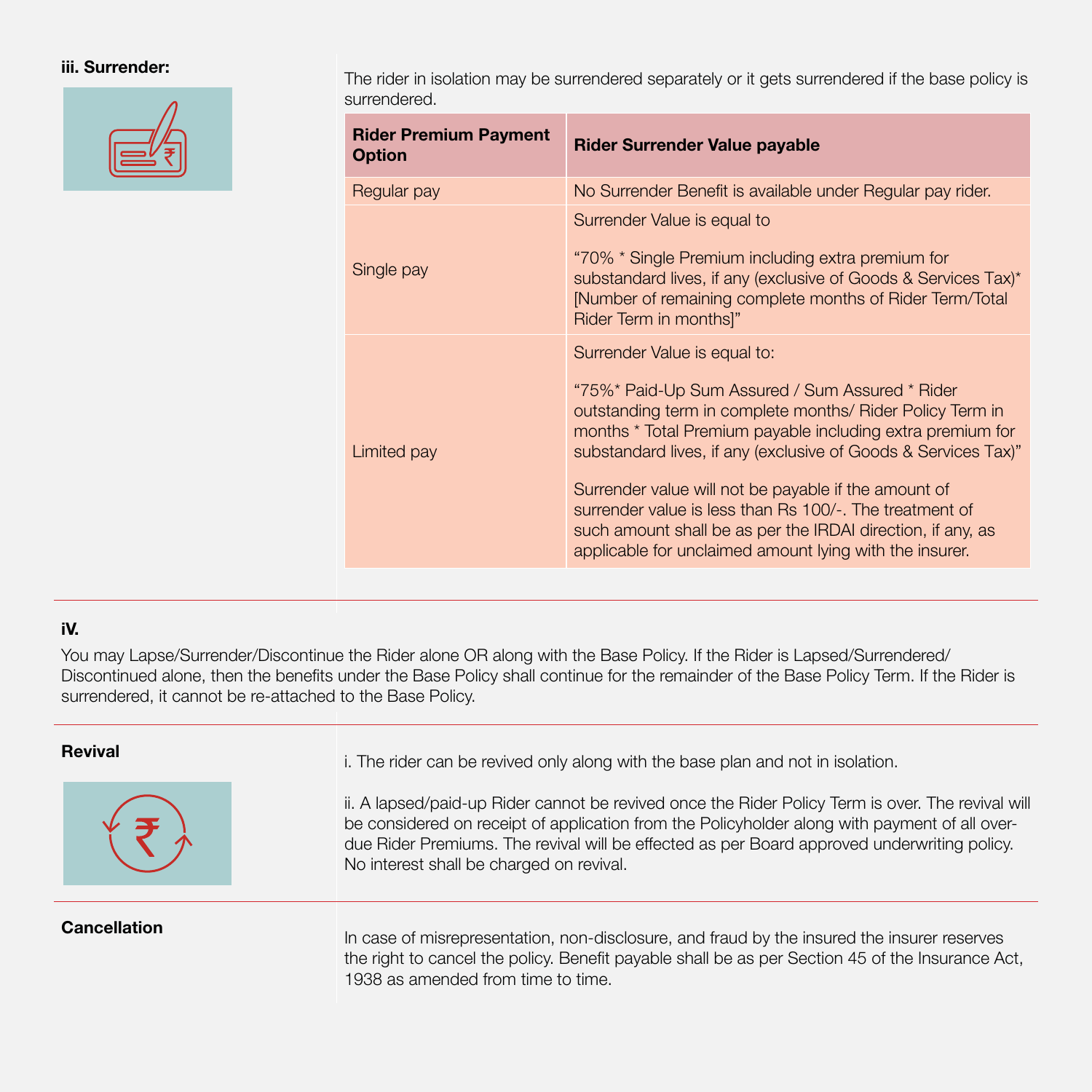**iii. Surrender:**

The rider in isolation may be surrendered separately or it gets surrendered if the base policy is surrendered.

| Rider Premium Payment Option | Rider Surrender Value payable |
|---|---|
| Regular pay | No Surrender Benefit is available under Regular pay rider. |
| Single pay | Surrender Value is equal to<br><br>“70% * Single Premium including extra premium for substandard lives, if any (exclusive of Goods & Services Tax)* [Number of remaining complete months of Rider Term/Total Rider Term in months]” |
| Limited pay | Surrender Value is equal to:<br><br>“75%* Paid-Up Sum Assured / Sum Assured * Rider outstanding term in complete months/ Rider Policy Term in months * Total Premium payable including extra premium for substandard lives, if any (exclusive of Goods & Services Tax)”<br><br>Surrender value will not be payable if the amount of surrender value is less than Rs 100/-. The treatment of such amount shall be as per the IRDAI direction, if any, as applicable for unclaimed amount lying with the insurer. |

**iV.**

You may Lapse/Surrender/Discontinue the Rider alone OR along with the Base Policy. If the Rider is Lapsed/Surrendered/ Discontinued alone, then the benefits under the Base Policy shall continue for the remainder of the Base Policy Term. If the Rider is surrendered, it cannot be re-attached to the Base Policy.

**Revival**

i. The rider can be revived only along with the base plan and not in isolation.

ii. A lapsed/paid-up Rider cannot be revived once the Rider Policy Term is over. The revival will be considered on receipt of application from the Policyholder along with payment of all over-due Rider Premiums. The revival will be effected as per Board approved underwriting policy. No interest shall be charged on revival.

**Cancellation**

In case of misrepresentation, non-disclosure, and fraud by the insured the insurer reserves the right to cancel the policy. Benefit payable shall be as per Section 45 of the Insurance Act, 1938 as amended from time to time.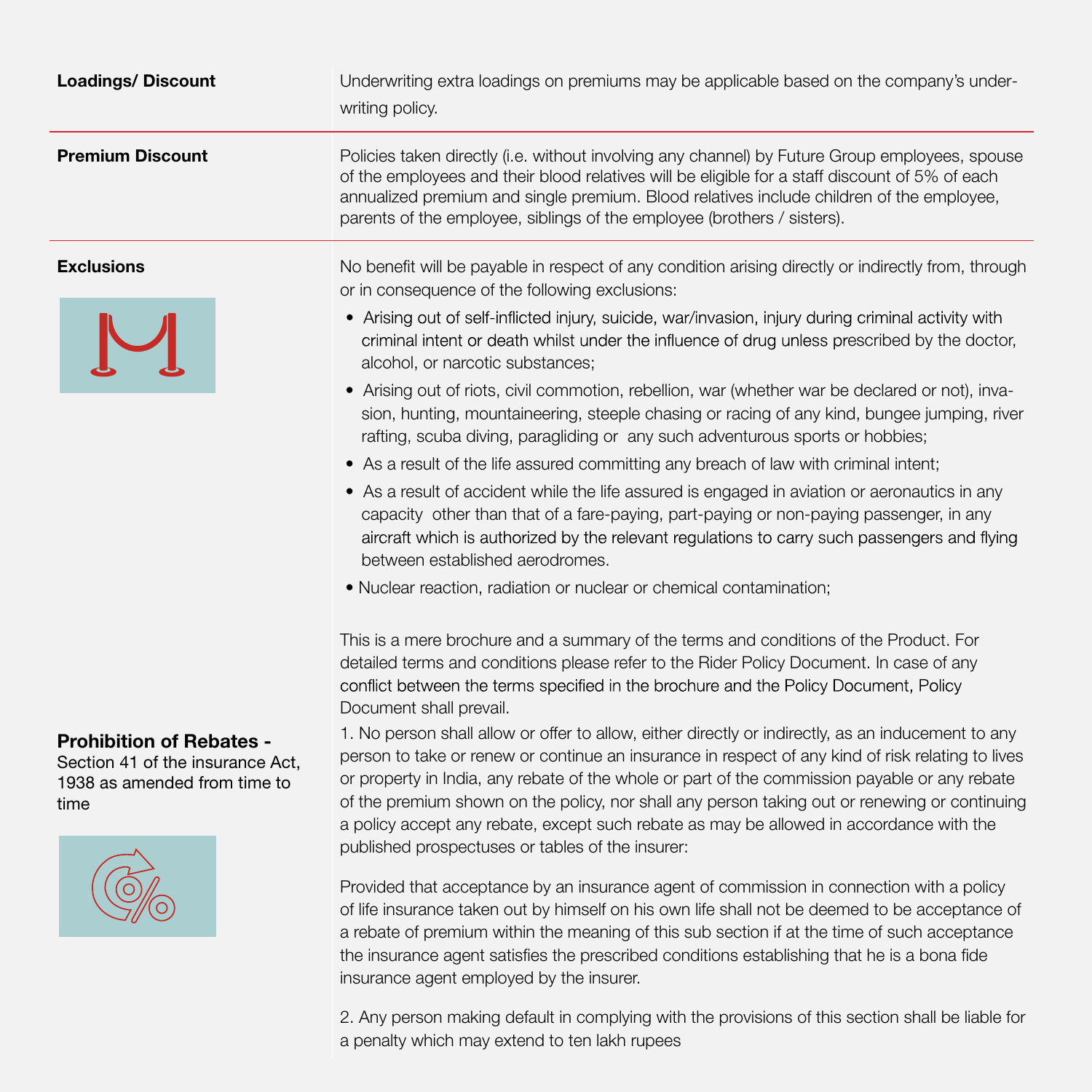**Loadings/ Discount**

Underwriting extra loadings on premiums may be applicable based on the company's under-writing policy.

**Premium Discount**

Policies taken directly (i.e. without involving any channel) by Future Group employees, spouse of the employees and their blood relatives will be eligible for a staff discount of 5% of each annualized premium and single premium. Blood relatives include children of the employee, parents of the employee, siblings of the employee (brothers / sisters).

**Exclusions**

No benefit will be payable in respect of any condition arising directly or indirectly from, through or in consequence of the following exclusions:

- Arising out of self-inflicted injury, suicide, war/invasion, injury during criminal activity with criminal intent or death whilst under the influence of drug unless prescribed by the doctor, alcohol, or narcotic substances;
- Arising out of riots, civil commotion, rebellion, war (whether war be declared or not), invasion, hunting, mountaineering, steeple chasing or racing of any kind, bungee jumping, river rafting, scuba diving, paragliding or any such adventurous sports or hobbies;
- As a result of the life assured committing any breach of law with criminal intent;
- As a result of accident while the life assured is engaged in aviation or aeronautics in any capacity other than that of a fare-paying, part-paying or non-paying passenger, in any aircraft which is authorized by the relevant regulations to carry such passengers and flying between established aerodromes.
- Nuclear reaction, radiation or nuclear or chemical contamination;

This is a mere brochure and a summary of the terms and conditions of the Product. For detailed terms and conditions please refer to the Rider Policy Document. In case of any conflict between the terms specified in the brochure and the Policy Document, Policy Document shall prevail.

**Prohibition of Rebates -**
Section 41 of the insurance Act, 1938 as amended from time to time

1. No person shall allow or offer to allow, either directly or indirectly, as an inducement to any person to take or renew or continue an insurance in respect of any kind of risk relating to lives or property in India, any rebate of the whole or part of the commission payable or any rebate of the premium shown on the policy, nor shall any person taking out or renewing or continuing a policy accept any rebate, except such rebate as may be allowed in accordance with the published prospectuses or tables of the insurer:

Provided that acceptance by an insurance agent of commission in connection with a policy of life insurance taken out by himself on his own life shall not be deemed to be acceptance of a rebate of premium within the meaning of this sub section if at the time of such acceptance the insurance agent satisfies the prescribed conditions establishing that he is a bona fide insurance agent employed by the insurer.

2. Any person making default in complying with the provisions of this section shall be liable for a penalty which may extend to ten lakh rupees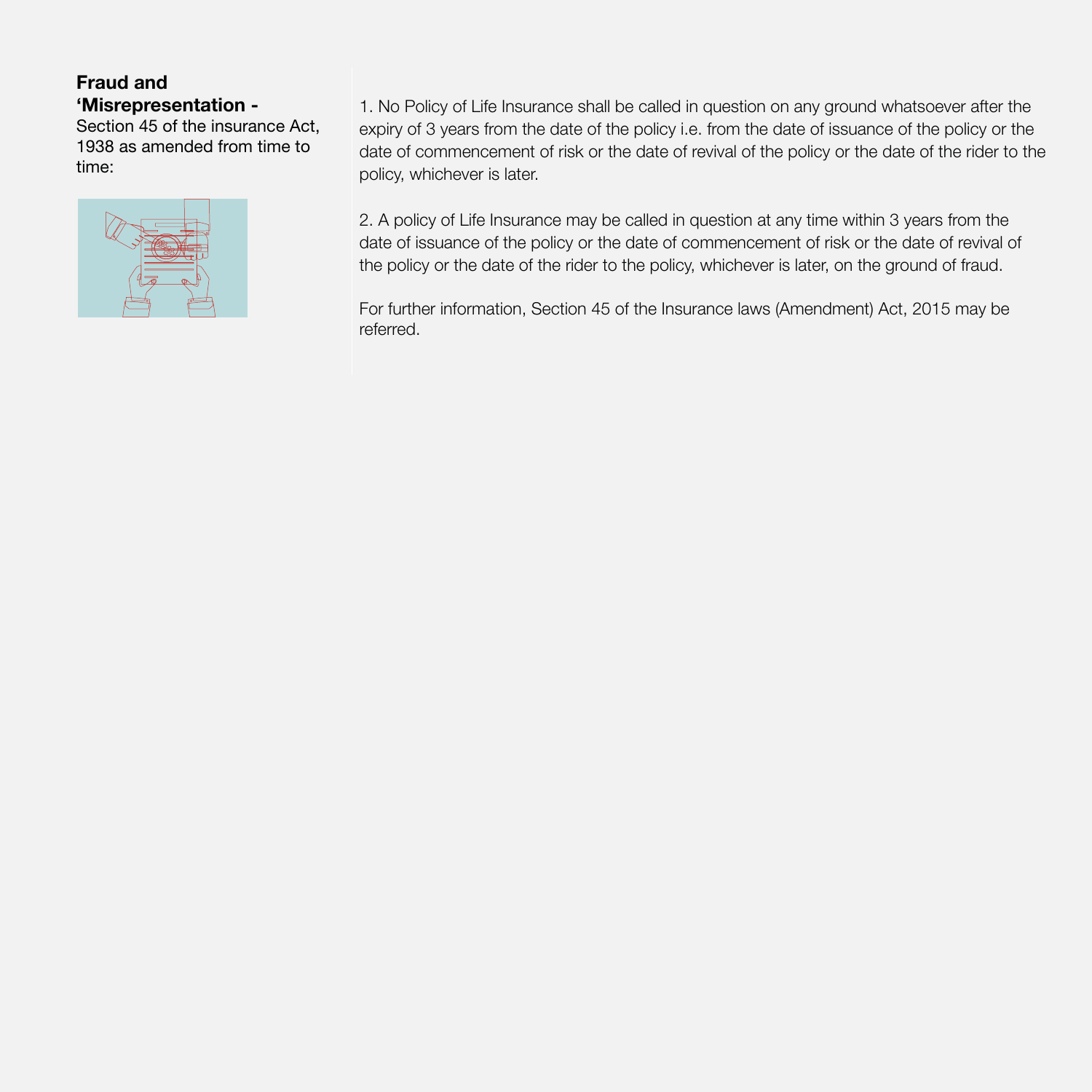**Fraud and ‘Misrepresentation -** Section 45 of the insurance Act, 1938 as amended from time to time:

1. No Policy of Life Insurance shall be called in question on any ground whatsoever after the expiry of 3 years from the date of the policy i.e. from the date of issuance of the policy or the date of commencement of risk or the date of revival of the policy or the date of the rider to the policy, whichever is later.

2. A policy of Life Insurance may be called in question at any time within 3 years from the date of issuance of the policy or the date of commencement of risk or the date of revival of the policy or the date of the rider to the policy, whichever is later, on the ground of fraud.

For further information, Section 45 of the Insurance laws (Amendment) Act, 2015 may be referred.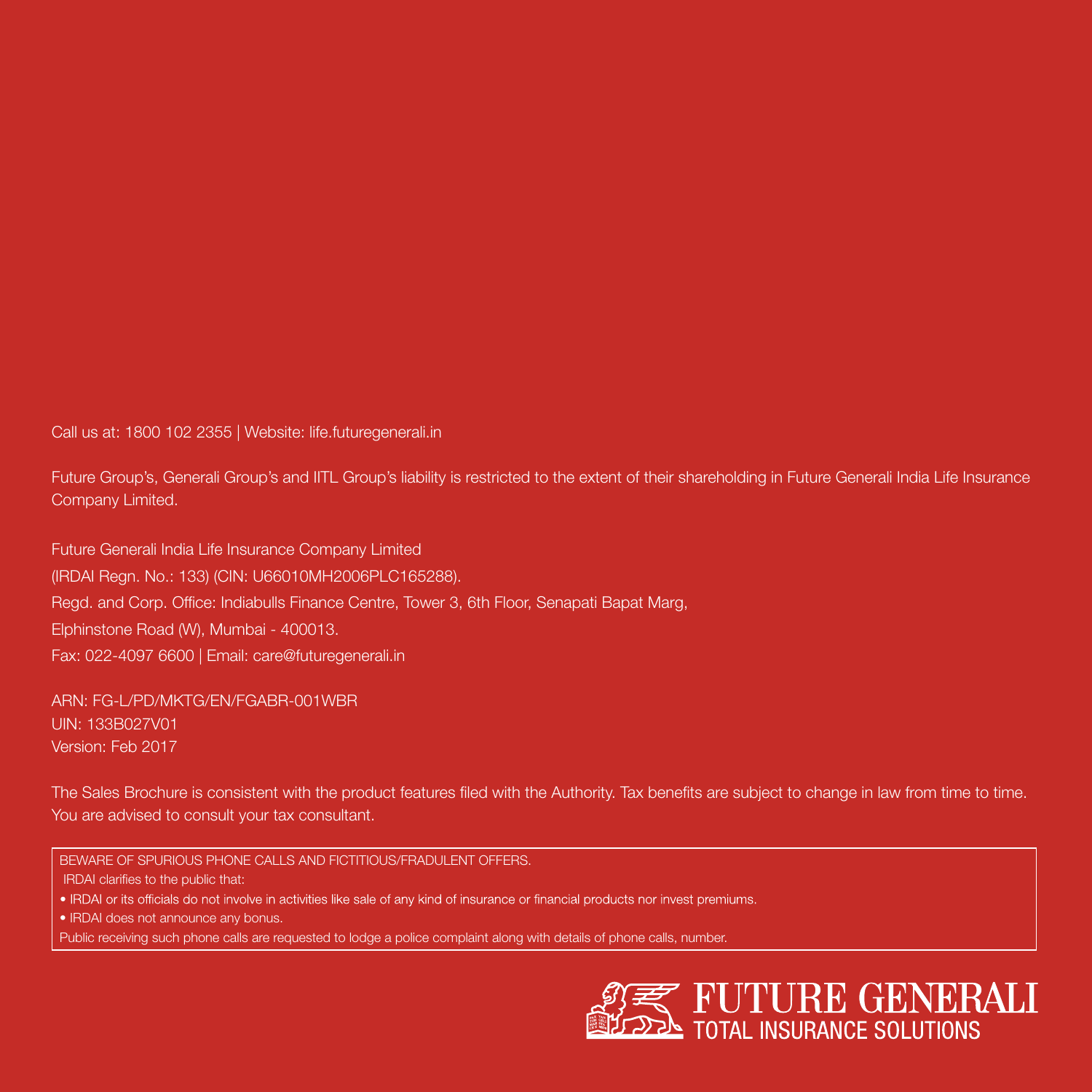Call us at: 1800 102 2355 | Website: life.futuregenerali.in

Future Group's, Generali Group's and IITL Group's liability is restricted to the extent of their shareholding in Future Generali India Life Insurance Company Limited.

Future Generali India Life Insurance Company Limited
(IRDAI Regn. No.: 133) (CIN: U66010MH2006PLC165288).
Regd. and Corp. Office: Indiabulls Finance Centre, Tower 3, 6th Floor, Senapati Bapat Marg,
Elphinstone Road (W), Mumbai - 400013.
Fax: 022-4097 6600 | Email: care@futuregenerali.in

ARN: FG-L/PD/MKTG/EN/FGABR-001WBR
UIN: 133B027V01
Version: Feb 2017

The Sales Brochure is consistent with the product features filed with the Authority. Tax benefits are subject to change in law from time to time. You are advised to consult your tax consultant.

BEWARE OF SPURIOUS PHONE CALLS AND FICTITIOUS/FRADULENT OFFERS.
IRDAI clarifies to the public that:

- IRDAI or its officials do not involve in activities like sale of any kind of insurance or financial products nor invest premiums.
- IRDAI does not announce any bonus.

Public receiving such phone calls are requested to lodge a police complaint along with details of phone calls, number.

FUTURE GENERALI
TOTAL INSURANCE SOLUTIONS